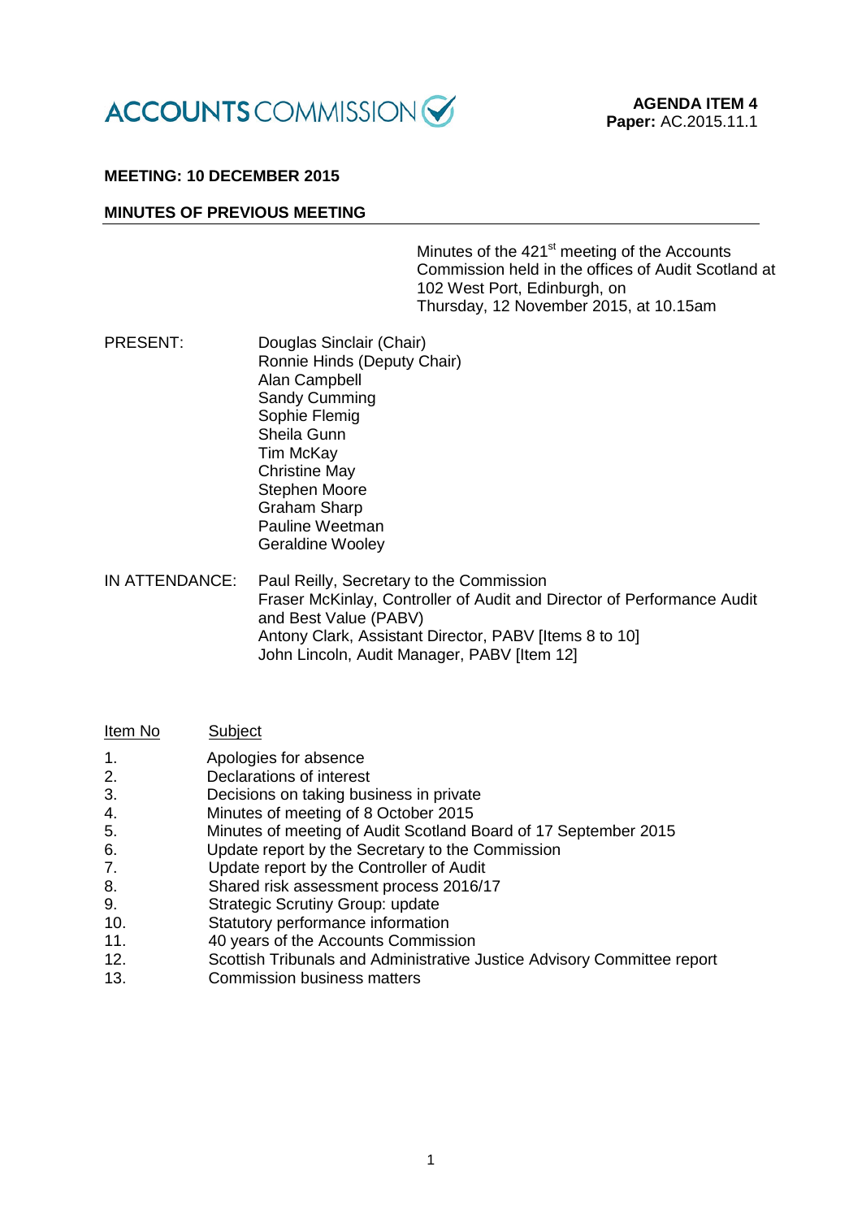ACCOUNTS COMMISSION

**AGENDA ITEM 4**
**Paper:** AC.2015.11.1

**MEETING: 10 DECEMBER 2015**

**MINUTES OF PREVIOUS MEETING**

Minutes of the 421st meeting of the Accounts Commission held in the offices of Audit Scotland at 102 West Port, Edinburgh, on Thursday, 12 November 2015, at 10.15am

PRESENT:
Douglas Sinclair (Chair)
Ronnie Hinds (Deputy Chair)
Alan Campbell
Sandy Cumming
Sophie Flemig
Sheila Gunn
Tim McKay
Christine May
Stephen Moore
Graham Sharp
Pauline Weetman
Geraldine Wooley

IN ATTENDANCE:
Paul Reilly, Secretary to the Commission
Fraser McKinlay, Controller of Audit and Director of Performance Audit and Best Value (PABV)
Antony Clark, Assistant Director, PABV [Items 8 to 10]
John Lincoln, Audit Manager, PABV [Item 12]

| Item No | Subject |
|---|---|
| 1. | Apologies for absence |
| 2. | Declarations of interest |
| 3. | Decisions on taking business in private |
| 4. | Minutes of meeting of 8 October 2015 |
| 5. | Minutes of meeting of Audit Scotland Board of 17 September 2015 |
| 6. | Update report by the Secretary to the Commission |
| 7. | Update report by the Controller of Audit |
| 8. | Shared risk assessment process 2016/17 |
| 9. | Strategic Scrutiny Group: update |
| 10. | Statutory performance information |
| 11. | 40 years of the Accounts Commission |
| 12. | Scottish Tribunals and Administrative Justice Advisory Committee report |
| 13. | Commission business matters |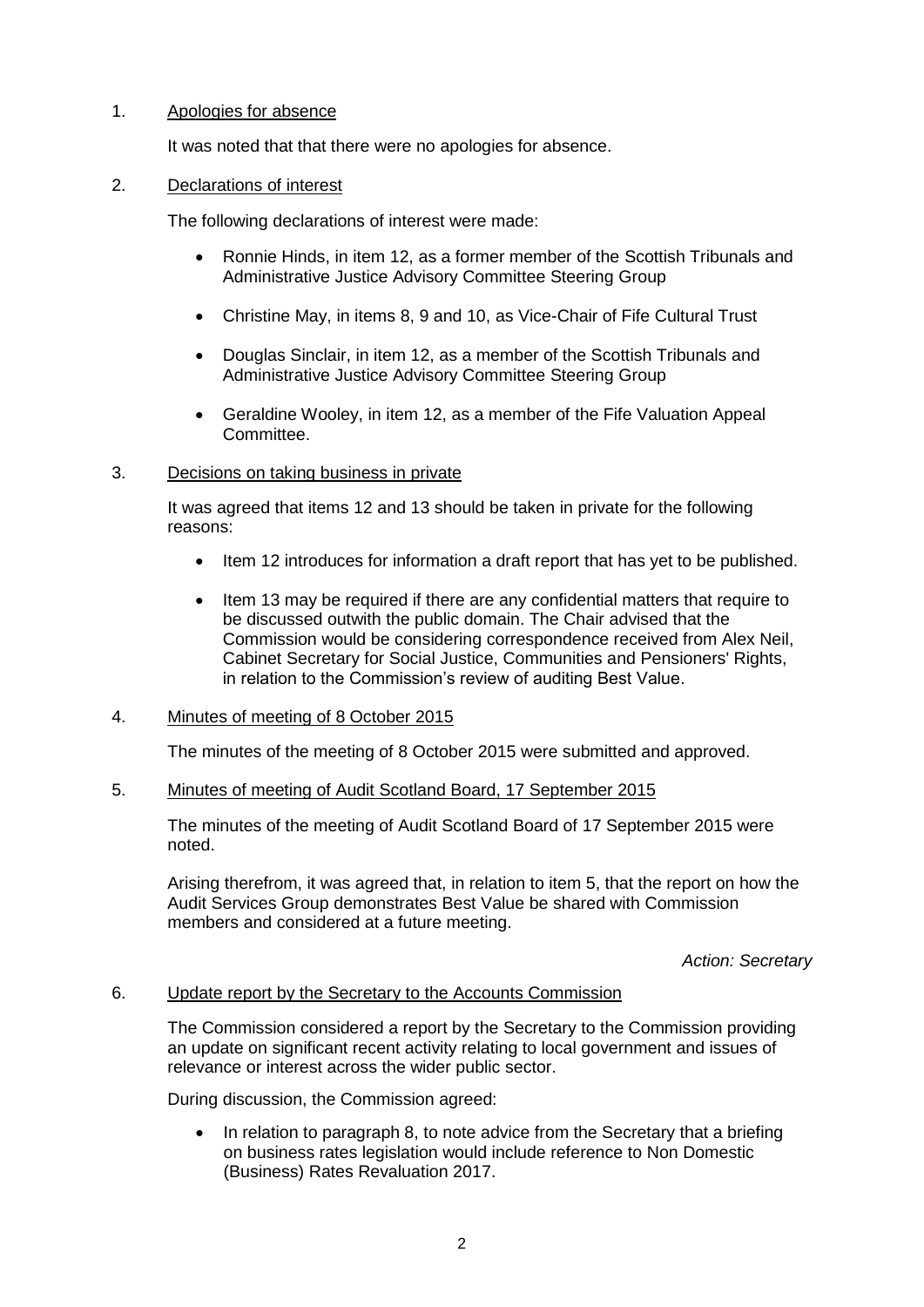1. Apologies for absence

   It was noted that that there were no apologies for absence.

2. Declarations of interest

   The following declarations of interest were made:

   - Ronnie Hinds, in item 12, as a former member of the Scottish Tribunals and Administrative Justice Advisory Committee Steering Group
   - Christine May, in items 8, 9 and 10, as Vice-Chair of Fife Cultural Trust
   - Douglas Sinclair, in item 12, as a member of the Scottish Tribunals and Administrative Justice Advisory Committee Steering Group
   - Geraldine Wooley, in item 12, as a member of the Fife Valuation Appeal Committee.

3. Decisions on taking business in private

   It was agreed that items 12 and 13 should be taken in private for the following reasons:

   - Item 12 introduces for information a draft report that has yet to be published.
   - Item 13 may be required if there are any confidential matters that require to be discussed outwith the public domain. The Chair advised that the Commission would be considering correspondence received from Alex Neil, Cabinet Secretary for Social Justice, Communities and Pensioners' Rights, in relation to the Commission's review of auditing Best Value.

4. Minutes of meeting of 8 October 2015

   The minutes of the meeting of 8 October 2015 were submitted and approved.

5. Minutes of meeting of Audit Scotland Board, 17 September 2015

   The minutes of the meeting of Audit Scotland Board of 17 September 2015 were noted.

   Arising therefrom, it was agreed that, in relation to item 5, that the report on how the Audit Services Group demonstrates Best Value be shared with Commission members and considered at a future meeting.

   *Action: Secretary*

6. Update report by the Secretary to the Accounts Commission

   The Commission considered a report by the Secretary to the Commission providing an update on significant recent activity relating to local government and issues of relevance or interest across the wider public sector.

   During discussion, the Commission agreed:

   - In relation to paragraph 8, to note advice from the Secretary that a briefing on business rates legislation would include reference to Non Domestic (Business) Rates Revaluation 2017.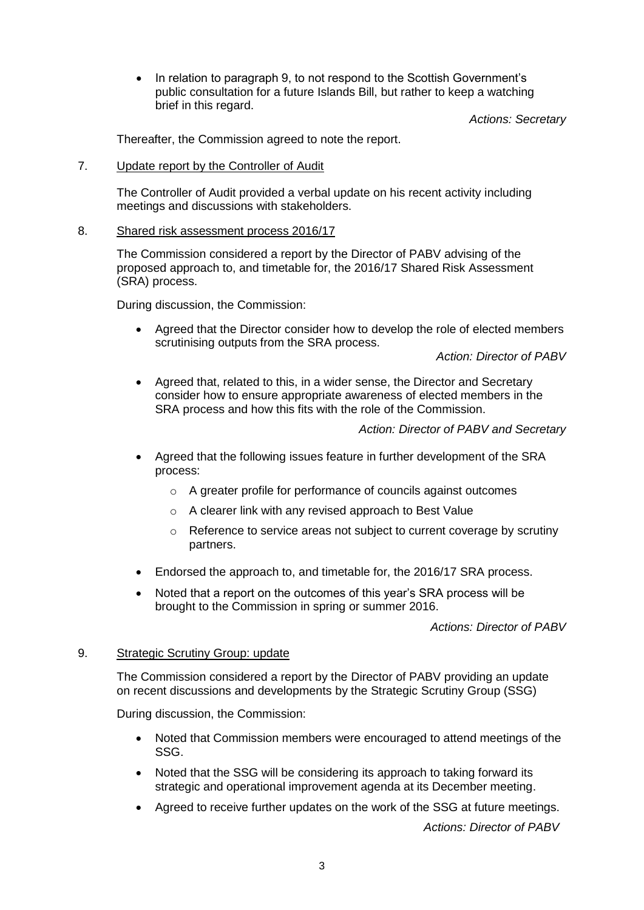- In relation to paragraph 9, to not respond to the Scottish Government's public consultation for a future Islands Bill, but rather to keep a watching brief in this regard.

*Actions: Secretary*

Thereafter, the Commission agreed to note the report.

7. Update report by the Controller of Audit

The Controller of Audit provided a verbal update on his recent activity including meetings and discussions with stakeholders.

8. Shared risk assessment process 2016/17

The Commission considered a report by the Director of PABV advising of the proposed approach to, and timetable for, the 2016/17 Shared Risk Assessment (SRA) process.

During discussion, the Commission:

- Agreed that the Director consider how to develop the role of elected members scrutinising outputs from the SRA process.

*Action: Director of PABV*

- Agreed that, related to this, in a wider sense, the Director and Secretary consider how to ensure appropriate awareness of elected members in the SRA process and how this fits with the role of the Commission.

*Action: Director of PABV and Secretary*

- Agreed that the following issues feature in further development of the SRA process:
  - A greater profile for performance of councils against outcomes
  - A clearer link with any revised approach to Best Value
  - Reference to service areas not subject to current coverage by scrutiny partners.
- Endorsed the approach to, and timetable for, the 2016/17 SRA process.
- Noted that a report on the outcomes of this year's SRA process will be brought to the Commission in spring or summer 2016.

*Actions: Director of PABV*

9. Strategic Scrutiny Group: update

The Commission considered a report by the Director of PABV providing an update on recent discussions and developments by the Strategic Scrutiny Group (SSG)

During discussion, the Commission:

- Noted that Commission members were encouraged to attend meetings of the SSG.
- Noted that the SSG will be considering its approach to taking forward its strategic and operational improvement agenda at its December meeting.
- Agreed to receive further updates on the work of the SSG at future meetings.

*Actions: Director of PABV*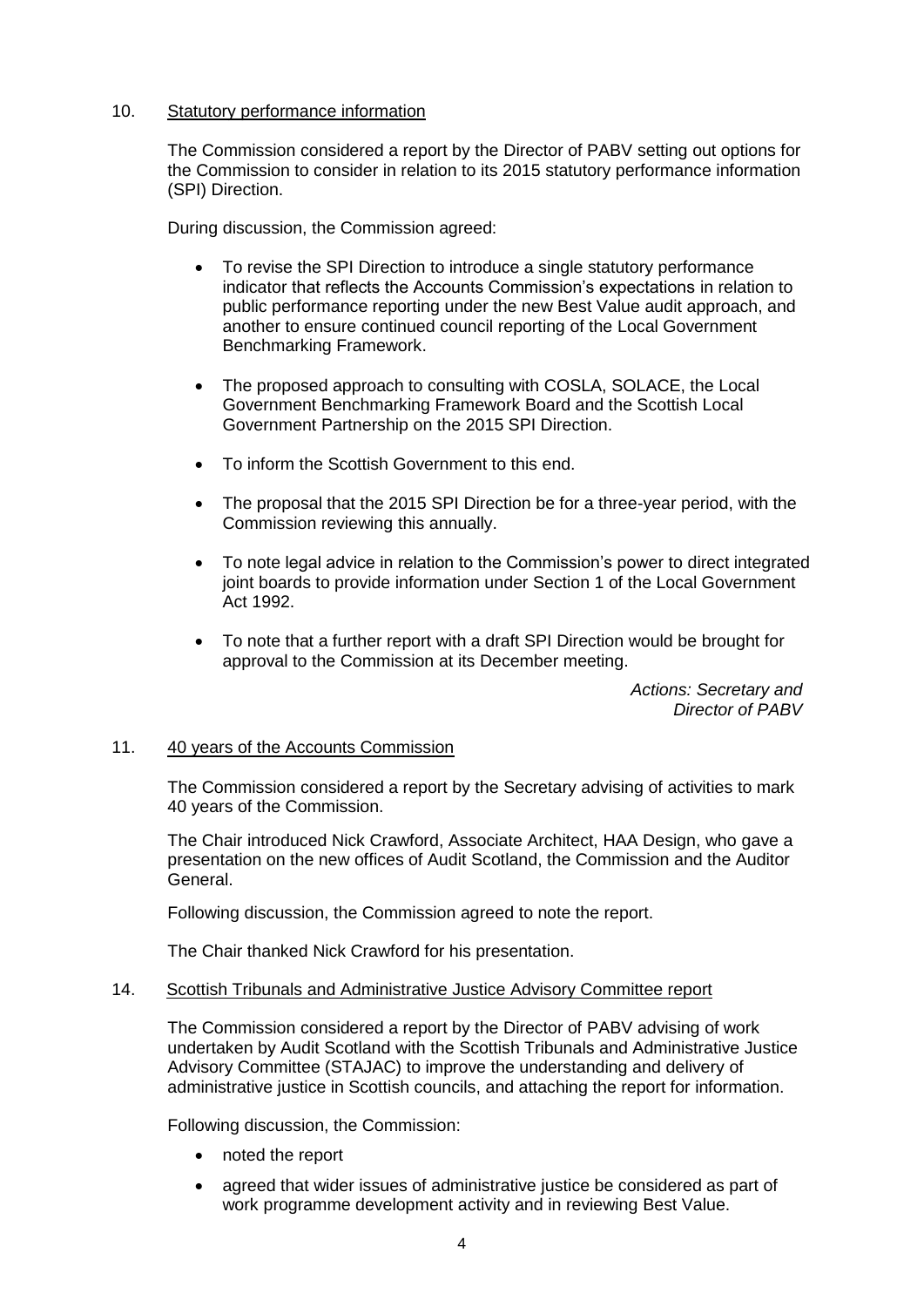10. Statutory performance information

The Commission considered a report by the Director of PABV setting out options for the Commission to consider in relation to its 2015 statutory performance information (SPI) Direction.

During discussion, the Commission agreed:

- To revise the SPI Direction to introduce a single statutory performance indicator that reflects the Accounts Commission's expectations in relation to public performance reporting under the new Best Value audit approach, and another to ensure continued council reporting of the Local Government Benchmarking Framework.
- The proposed approach to consulting with COSLA, SOLACE, the Local Government Benchmarking Framework Board and the Scottish Local Government Partnership on the 2015 SPI Direction.
- To inform the Scottish Government to this end.
- The proposal that the 2015 SPI Direction be for a three-year period, with the Commission reviewing this annually.
- To note legal advice in relation to the Commission's power to direct integrated joint boards to provide information under Section 1 of the Local Government Act 1992.
- To note that a further report with a draft SPI Direction would be brought for approval to the Commission at its December meeting.

*Actions: Secretary and Director of PABV*

11. 40 years of the Accounts Commission

The Commission considered a report by the Secretary advising of activities to mark 40 years of the Commission.

The Chair introduced Nick Crawford, Associate Architect, HAA Design, who gave a presentation on the new offices of Audit Scotland, the Commission and the Auditor General.

Following discussion, the Commission agreed to note the report.

The Chair thanked Nick Crawford for his presentation.

14. Scottish Tribunals and Administrative Justice Advisory Committee report

The Commission considered a report by the Director of PABV advising of work undertaken by Audit Scotland with the Scottish Tribunals and Administrative Justice Advisory Committee (STAJAC) to improve the understanding and delivery of administrative justice in Scottish councils, and attaching the report for information.

Following discussion, the Commission:

- noted the report
- agreed that wider issues of administrative justice be considered as part of work programme development activity and in reviewing Best Value.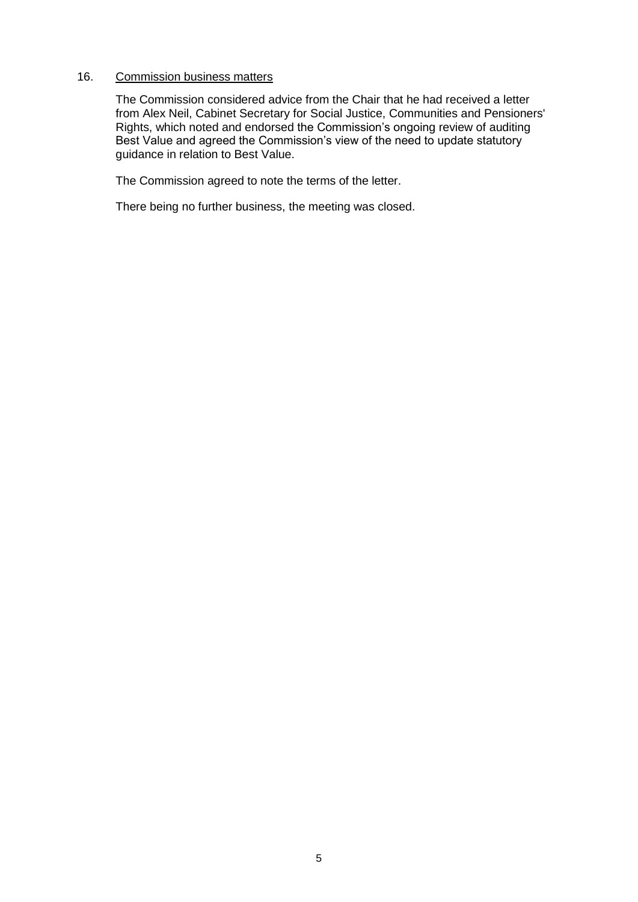16. <u>Commission business matters</u>

The Commission considered advice from the Chair that he had received a letter from Alex Neil, Cabinet Secretary for Social Justice, Communities and Pensioners' Rights, which noted and endorsed the Commission's ongoing review of auditing Best Value and agreed the Commission's view of the need to update statutory guidance in relation to Best Value.

The Commission agreed to note the terms of the letter.

There being no further business, the meeting was closed.